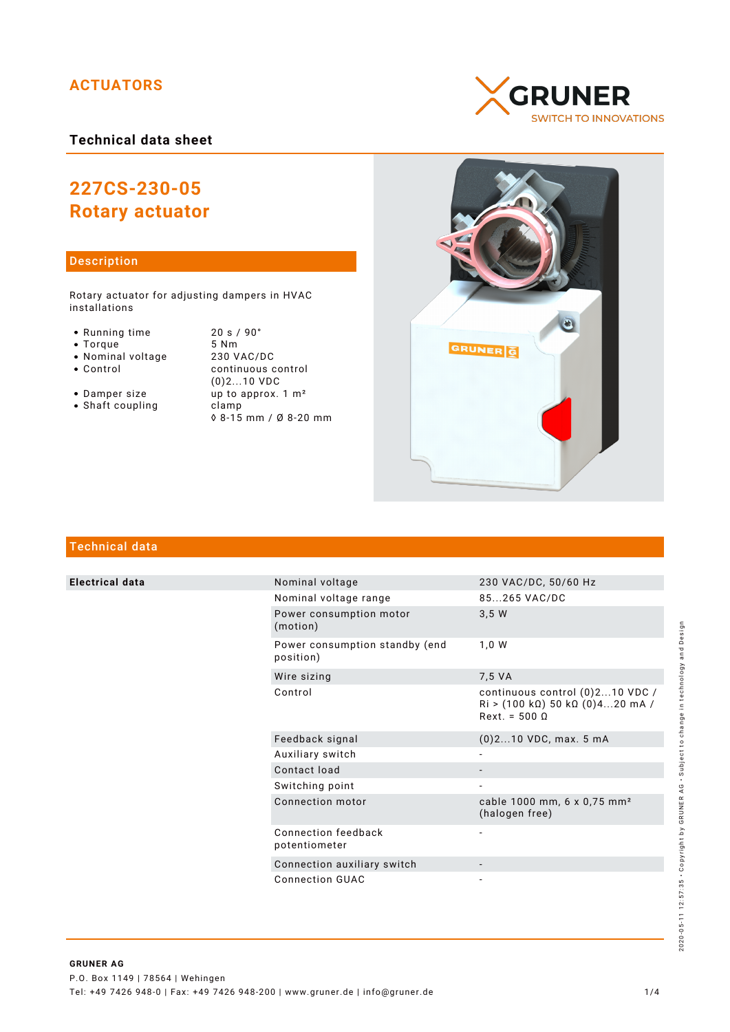ACTUATORS

## Technical data sheet

# 227CS-230-05
# Rotary actuator

## Description

Rotary actuator for adjusting dampers in HVAC installations

| | |
|---|---|
| • Running time | 20 s / 90° |
| • Torque | 5 Nm |
| • Nominal voltage | 230 VAC/DC |
| • Control | continuous control (0)2...10 VDC |
| • Damper size | up to approx. 1 m² |
| • Shaft coupling | clamp ◊ 8-15 mm / Ø 8-20 mm |

## Technical data

| | | |
|---|---|---|
| **Electrical data** | Nominal voltage | 230 VAC/DC, 50/60 Hz |
| | Nominal voltage range | 85...265 VAC/DC |
| | Power consumption motor (motion) | 3,5 W |
| | Power consumption standby (end position) | 1,0 W |
| | Wire sizing | 7,5 VA |
| | Control | continuous control (0)2...10 VDC / Ri > (100 kΩ) 50 kΩ (0)4...20 mA / Rext. = 500 Ω |
| | Feedback signal | (0)2...10 VDC, max. 5 mA |
| | Auxiliary switch | - |
| | Contact load | - |
| | Switching point | - |
| | Connection motor | cable 1000 mm, 6 x 0,75 mm² (halogen free) |
| | Connection feedback potentiometer | - |
| | Connection auxiliary switch | - |
| | Connection GUAC | - |

**GRUNER AG**
P.O. Box 1149 | 78564 | Wehingen
Tel: +49 7426 948-0 | Fax: +49 7426 948-200 | www.gruner.de | info@gruner.de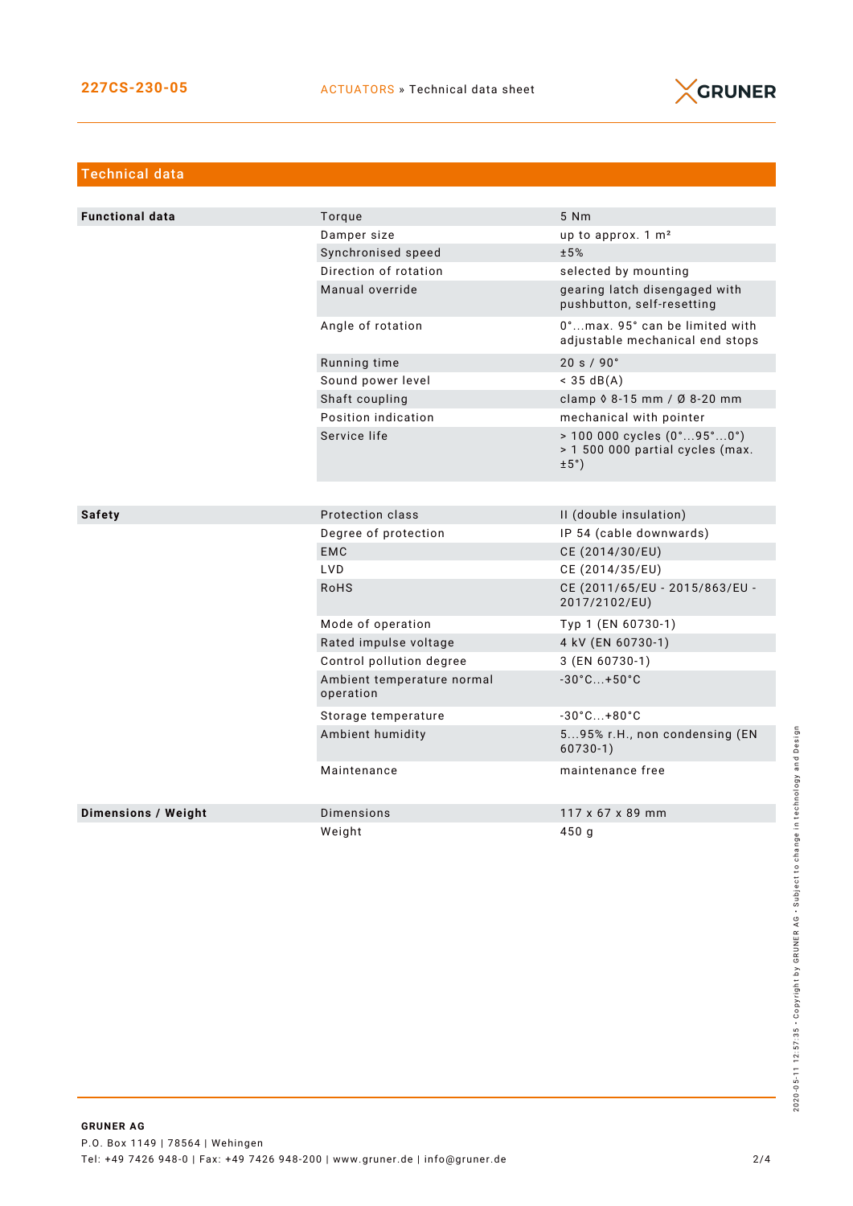## Technical data

| Functional data | | |
|---|---|---|
| | Torque | 5 Nm |
| | Damper size | up to approx. 1 m² |
| | Synchronised speed | ±5% |
| | Direction of rotation | selected by mounting |
| | Manual override | gearing latch disengaged with pushbutton, self-resetting |
| | Angle of rotation | 0°...max. 95° can be limited with adjustable mechanical end stops |
| | Running time | 20 s / 90° |
| | Sound power level | < 35 dB(A) |
| | Shaft coupling | clamp ◊ 8-15 mm / Ø 8-20 mm |
| | Position indication | mechanical with pointer |
| | Service life | > 100 000 cycles (0°...95°...0°) > 1 500 000 partial cycles (max. ±5°) |

| Safety | | |
|---|---|---|
| | Protection class | II (double insulation) |
| | Degree of protection | IP 54 (cable downwards) |
| | EMC | CE (2014/30/EU) |
| | LVD | CE (2014/35/EU) |
| | RoHS | CE (2011/65/EU - 2015/863/EU - 2017/2102/EU) |
| | Mode of operation | Typ 1 (EN 60730-1) |
| | Rated impulse voltage | 4 kV (EN 60730-1) |
| | Control pollution degree | 3 (EN 60730-1) |
| | Ambient temperature normal operation | -30°C...+50°C |
| | Storage temperature | -30°C...+80°C |
| | Ambient humidity | 5...95% r.H., non condensing (EN 60730-1) |
| | Maintenance | maintenance free |

| Dimensions / Weight | | |
|---|---|---|
| | Dimensions | 117 x 67 x 89 mm |
| | Weight | 450 g |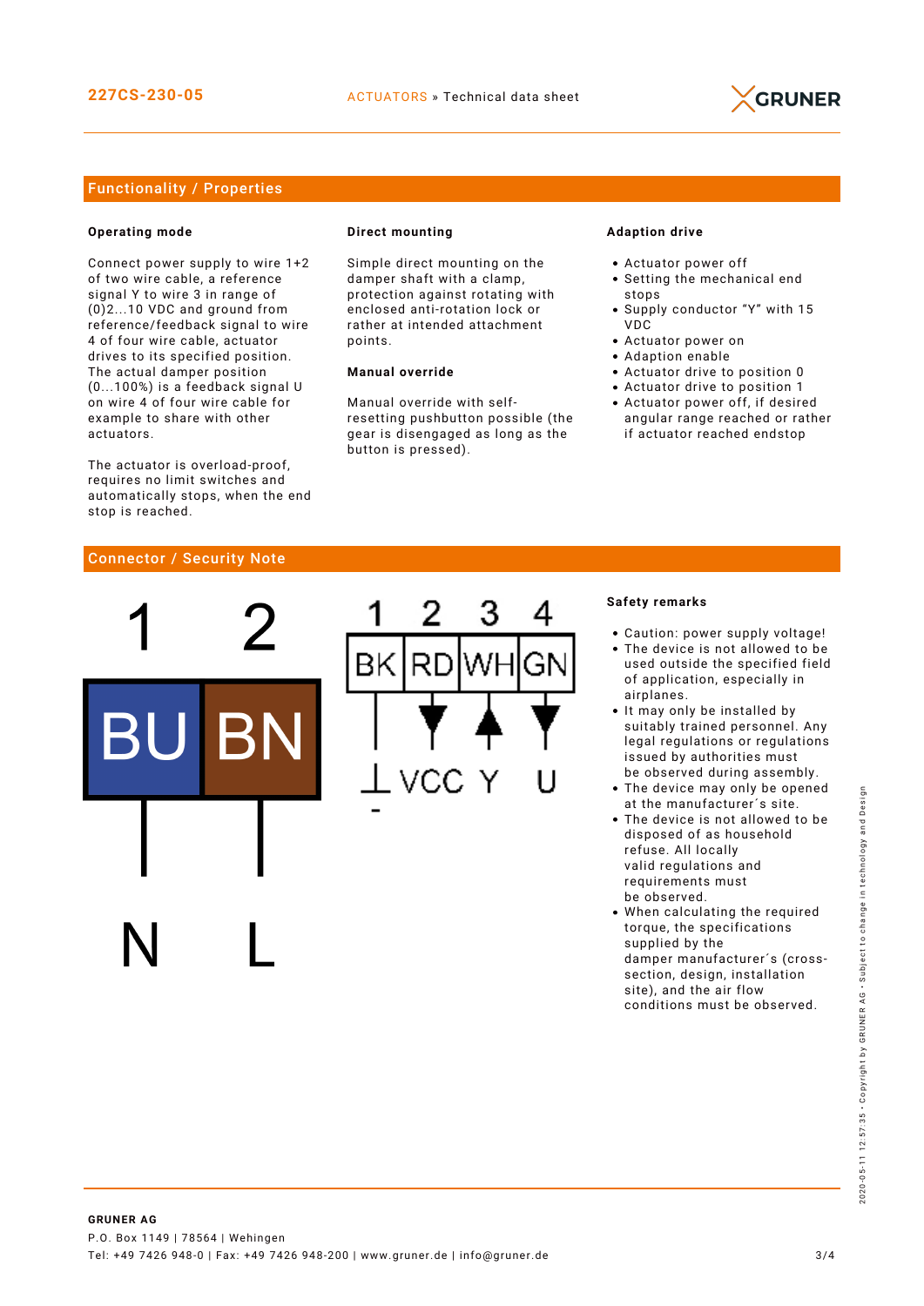## Functionality / Properties

### Operating mode

Connect power supply to wire 1+2 of two wire cable, a reference signal Y to wire 3 in range of (0)2...10 VDC and ground from reference/feedback signal to wire 4 of four wire cable, actuator drives to its specified position. The actual damper position (0...100%) is a feedback signal U on wire 4 of four wire cable for example to share with other actuators.

The actuator is overload-proof, requires no limit switches and automatically stops, when the end stop is reached.

### Direct mounting

Simple direct mounting on the damper shaft with a clamp, protection against rotating with enclosed anti-rotation lock or rather at intended attachment points.

### Manual override

Manual override with self-resetting pushbutton possible (the gear is disengaged as long as the button is pressed).

### Adaption drive

- Actuator power off
- Setting the mechanical end stops
- Supply conductor “Y” with 15 VDC
- Actuator power on
- Adaption enable
- Actuator drive to position 0
- Actuator drive to position 1
- Actuator power off, if desired angular range reached or rather if actuator reached endstop

## Connector / Security Note

| 1 | 2 |
|---|---|
| BU | BN |
| N | L |

| 1 | 2 | 3 | 4 |
|---|---|---|---|
| BK | RD | WH | GN |
| ⊥ - | VCC | Y | U |

### Safety remarks

- Caution: power supply voltage!
- The device is not allowed to be used outside the specified field of application, especially in airplanes.
- It may only be installed by suitably trained personnel. Any legal regulations or regulations issued by authorities must be observed during assembly.
- The device may only be opened at the manufacturer´s site.
- The device is not allowed to be disposed of as household refuse. All locally valid regulations and requirements must be observed.
- When calculating the required torque, the specifications supplied by the damper manufacturer´s (cross-section, design, installation site), and the air flow conditions must be observed.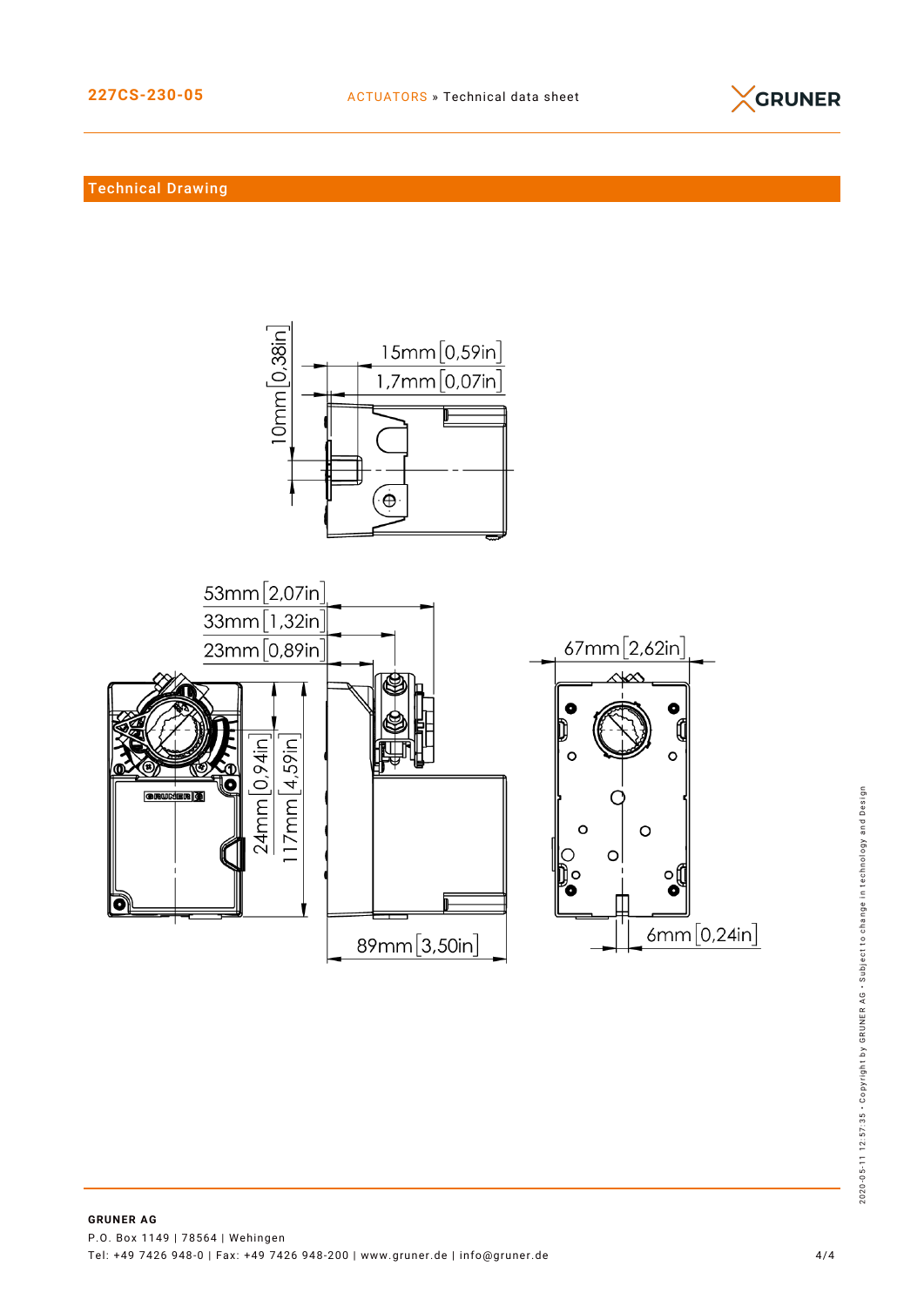## Technical Drawing

15mm [0,59in]
1,7mm [0,07in]
10mm [0,38in]

53mm [2,07in]
33mm [1,32in]
23mm [0,89in]
24mm [0,94in]
117mm [4,59in]
89mm [3,50in]
67mm [2,62in]
6mm [0,24in]

2020-05-11 12:57:35 · Copyright by GRUNER AG · Subject to change in technology and Design

**GRUNER AG**
P.O. Box 1149 | 78564 | Wehingen
Tel: +49 7426 948-0 | Fax: +49 7426 948-200 | www.gruner.de | info@gruner.de